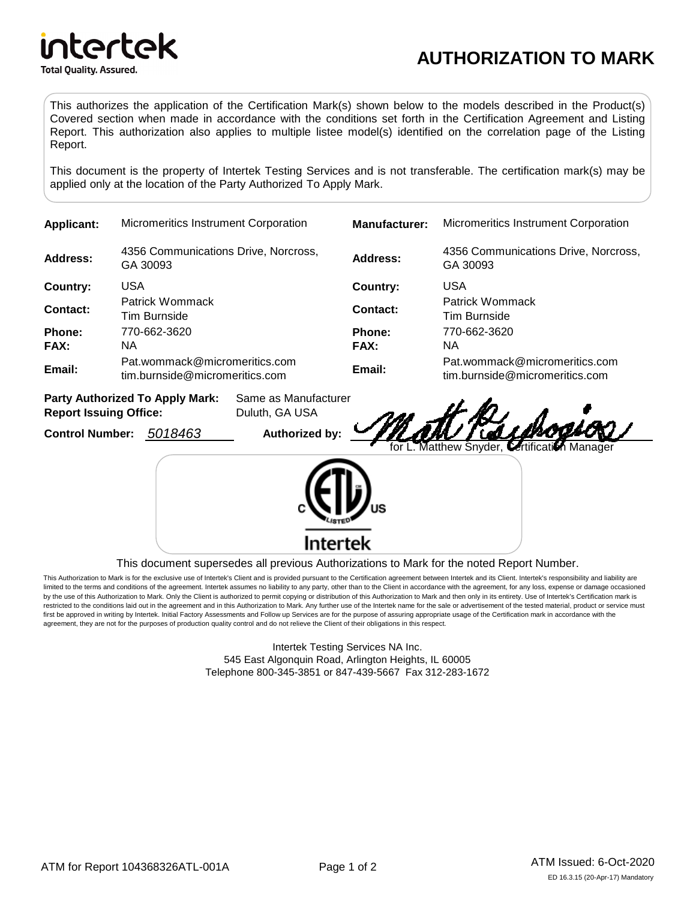intertek
Total Quality. Assured.

# AUTHORIZATION TO MARK

This authorizes the application of the Certification Mark(s) shown below to the models described in the Product(s) Covered section when made in accordance with the conditions set forth in the Certification Agreement and Listing Report. This authorization also applies to multiple listee model(s) identified on the correlation page of the Listing Report.

This document is the property of Intertek Testing Services and is not transferable. The certification mark(s) may be applied only at the location of the Party Authorized To Apply Mark.

| | | | |
|---|---|---|---|
| **Applicant:** | Micromeritics Instrument Corporation | **Manufacturer:** | Micromeritics Instrument Corporation |
| **Address:** | 4356 Communications Drive, Norcross, GA 30093 | **Address:** | 4356 Communications Drive, Norcross, GA 30093 |
| **Country:** | USA | **Country:** | USA |
| **Contact:** | Patrick Wommack<br>Tim Burnside | **Contact:** | Patrick Wommack<br>Tim Burnside |
| **Phone:** | 770-662-3620 | **Phone:** | 770-662-3620 |
| **FAX:** | NA | **FAX:** | NA |
| **Email:** | Pat.wommack@micromeritics.com<br>tim.burnside@micromeritics.com | **Email:** | Pat.wommack@micromeritics.com<br>tim.burnside@micromeritics.com |

**Party Authorized To Apply Mark:** Same as Manufacturer
**Report Issuing Office:** Duluth, GA USA
**Control Number:** *5018463* **Authorized by:** for L. Matthew Snyder, Certification Manager

c ETL LISTED US
Intertek

This document supersedes all previous Authorizations to Mark for the noted Report Number.

This Authorization to Mark is for the exclusive use of Intertek's Client and is provided pursuant to the Certification agreement between Intertek and its Client. Intertek's responsibility and liability are limited to the terms and conditions of the agreement. Intertek assumes no liability to any party, other than to the Client in accordance with the agreement, for any loss, expense or damage occasioned by the use of this Authorization to Mark. Only the Client is authorized to permit copying or distribution of this Authorization to Mark and then only in its entirety. Use of Intertek's Certification mark is restricted to the conditions laid out in the agreement and in this Authorization to Mark. Any further use of the Intertek name for the sale or advertisement of the tested material, product or service must first be approved in writing by Intertek. Initial Factory Assessments and Follow up Services are for the purpose of assuring appropriate usage of the Certification mark in accordance with the agreement, they are not for the purposes of production quality control and do not relieve the Client of their obligations in this respect.

Intertek Testing Services NA Inc.
545 East Algonquin Road, Arlington Heights, IL 60005
Telephone 800-345-3851 or 847-439-5667 Fax 312-283-1672

ATM for Report 104368326ATL-001A

ATM Issued: 6-Oct-2020

ED 16.3.15 (20-Apr-17) Mandatory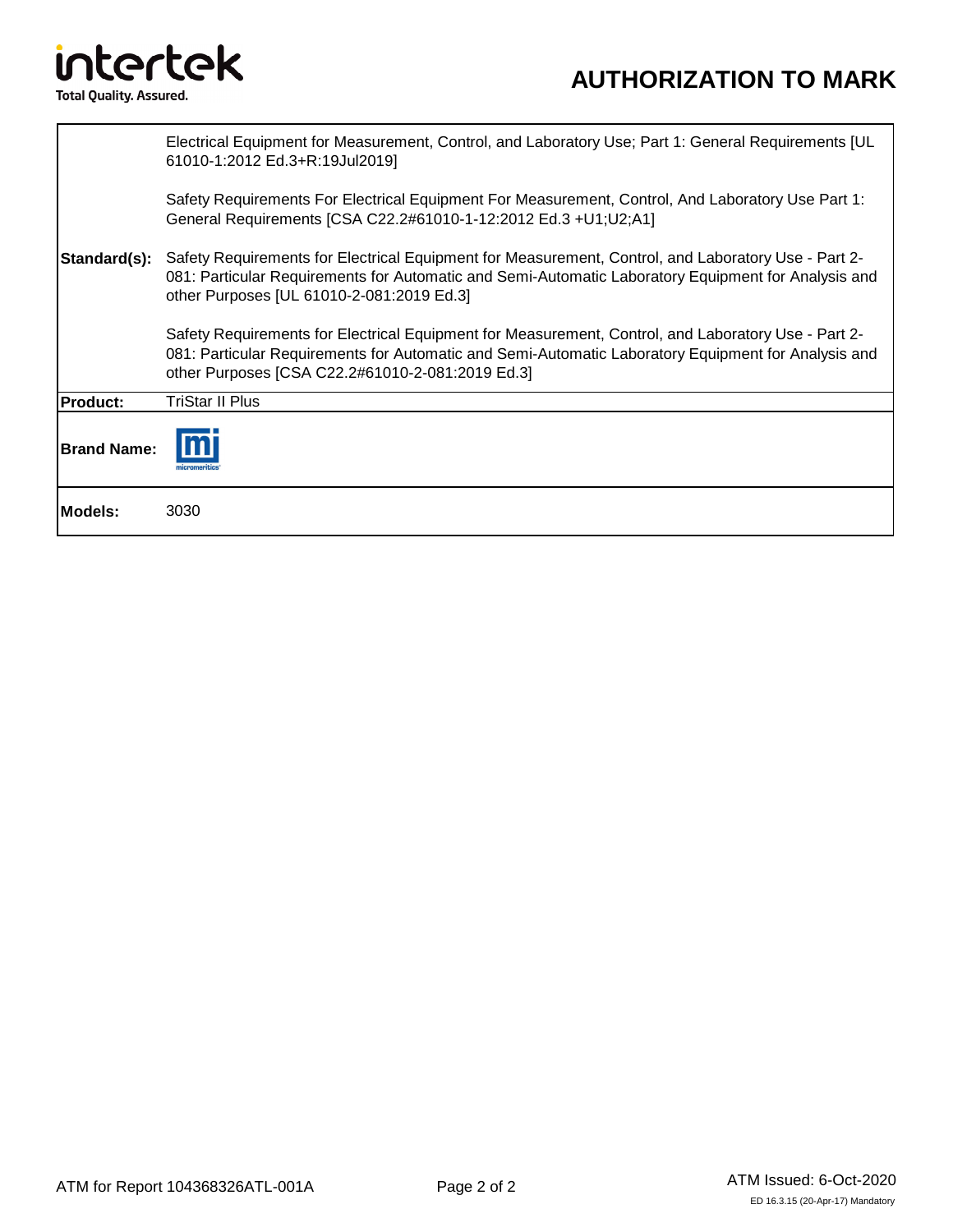# AUTHORIZATION TO MARK

| | |
|---|---|
| **Standard(s):** | Electrical Equipment for Measurement, Control, and Laboratory Use; Part 1: General Requirements [UL 61010-1:2012 Ed.3+R:19Jul2019]<br><br>Safety Requirements For Electrical Equipment For Measurement, Control, And Laboratory Use Part 1: General Requirements [CSA C22.2#61010-1-12:2012 Ed.3 +U1;U2;A1]<br><br>Safety Requirements for Electrical Equipment for Measurement, Control, and Laboratory Use - Part 2-081: Particular Requirements for Automatic and Semi-Automatic Laboratory Equipment for Analysis and other Purposes [UL 61010-2-081:2019 Ed.3]<br><br>Safety Requirements for Electrical Equipment for Measurement, Control, and Laboratory Use - Part 2-081: Particular Requirements for Automatic and Semi-Automatic Laboratory Equipment for Analysis and other Purposes [CSA C22.2#61010-2-081:2019 Ed.3] |
| **Product:** | TriStar II Plus |
| **Brand Name:** | micromeritics |
| **Models:** | 3030 |

ATM for Report 104368326ATL-001A

ATM Issued: 6-Oct-2020

ED 16.3.15 (20-Apr-17) Mandatory